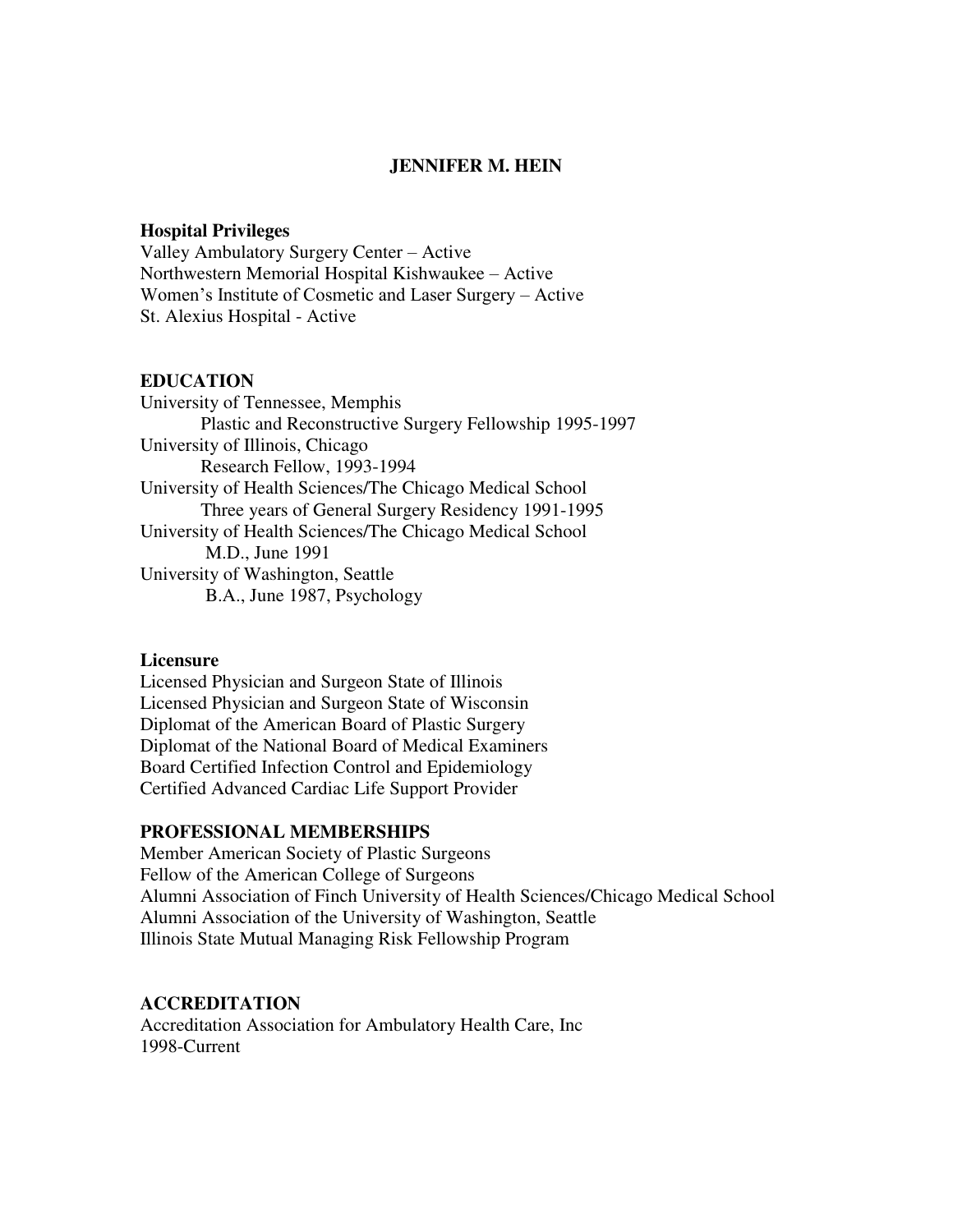# JENNIFER M. HEIN

## Hospital Privileges

Valley Ambulatory Surgery Center – Active
Northwestern Memorial Hospital Kishwaukee – Active
Women's Institute of Cosmetic and Laser Surgery – Active
St. Alexius Hospital - Active

## EDUCATION

University of Tennessee, Memphis
    Plastic and Reconstructive Surgery Fellowship 1995-1997
University of Illinois, Chicago
    Research Fellow, 1993-1994
University of Health Sciences/The Chicago Medical School
    Three years of General Surgery Residency 1991-1995
University of Health Sciences/The Chicago Medical School
    M.D., June 1991
University of Washington, Seattle
    B.A., June 1987, Psychology

## Licensure

Licensed Physician and Surgeon State of Illinois
Licensed Physician and Surgeon State of Wisconsin
Diplomat of the American Board of Plastic Surgery
Diplomat of the National Board of Medical Examiners
Board Certified Infection Control and Epidemiology
Certified Advanced Cardiac Life Support Provider

## PROFESSIONAL MEMBERSHIPS

Member American Society of Plastic Surgeons
Fellow of the American College of Surgeons
Alumni Association of Finch University of Health Sciences/Chicago Medical School
Alumni Association of the University of Washington, Seattle
Illinois State Mutual Managing Risk Fellowship Program

## ACCREDITATION

Accreditation Association for Ambulatory Health Care, Inc
1998-Current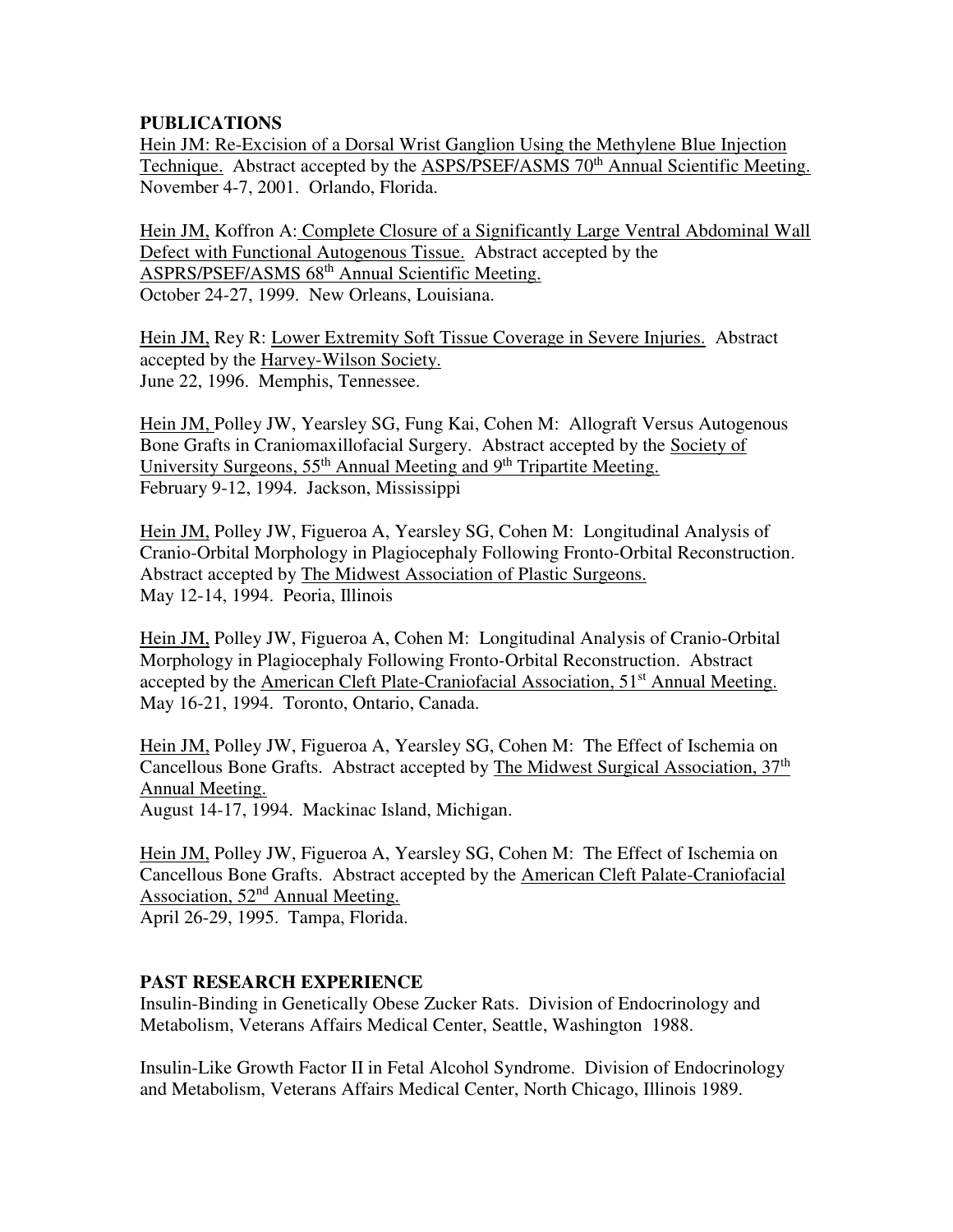**PUBLICATIONS**

Hein JM: Re-Excision of a Dorsal Wrist Ganglion Using the Methylene Blue Injection Technique. Abstract accepted by the ASPS/PSEF/ASMS 70th Annual Scientific Meeting. November 4-7, 2001. Orlando, Florida.

Hein JM, Koffron A: Complete Closure of a Significantly Large Ventral Abdominal Wall Defect with Functional Autogenous Tissue. Abstract accepted by the ASPRS/PSEF/ASMS 68th Annual Scientific Meeting. October 24-27, 1999. New Orleans, Louisiana.

Hein JM, Rey R: Lower Extremity Soft Tissue Coverage in Severe Injuries. Abstract accepted by the Harvey-Wilson Society. June 22, 1996. Memphis, Tennessee.

Hein JM, Polley JW, Yearsley SG, Fung Kai, Cohen M: Allograft Versus Autogenous Bone Grafts in Craniomaxillofacial Surgery. Abstract accepted by the Society of University Surgeons, 55th Annual Meeting and 9th Tripartite Meeting. February 9-12, 1994. Jackson, Mississippi

Hein JM, Polley JW, Figueroa A, Yearsley SG, Cohen M: Longitudinal Analysis of Cranio-Orbital Morphology in Plagiocephaly Following Fronto-Orbital Reconstruction. Abstract accepted by The Midwest Association of Plastic Surgeons. May 12-14, 1994. Peoria, Illinois

Hein JM, Polley JW, Figueroa A, Cohen M: Longitudinal Analysis of Cranio-Orbital Morphology in Plagiocephaly Following Fronto-Orbital Reconstruction. Abstract accepted by the American Cleft Plate-Craniofacial Association, 51st Annual Meeting. May 16-21, 1994. Toronto, Ontario, Canada.

Hein JM, Polley JW, Figueroa A, Yearsley SG, Cohen M: The Effect of Ischemia on Cancellous Bone Grafts. Abstract accepted by The Midwest Surgical Association, 37th Annual Meeting. August 14-17, 1994. Mackinac Island, Michigan.

Hein JM, Polley JW, Figueroa A, Yearsley SG, Cohen M: The Effect of Ischemia on Cancellous Bone Grafts. Abstract accepted by the American Cleft Palate-Craniofacial Association, 52nd Annual Meeting. April 26-29, 1995. Tampa, Florida.

**PAST RESEARCH EXPERIENCE**

Insulin-Binding in Genetically Obese Zucker Rats. Division of Endocrinology and Metabolism, Veterans Affairs Medical Center, Seattle, Washington 1988.

Insulin-Like Growth Factor II in Fetal Alcohol Syndrome. Division of Endocrinology and Metabolism, Veterans Affairs Medical Center, North Chicago, Illinois 1989.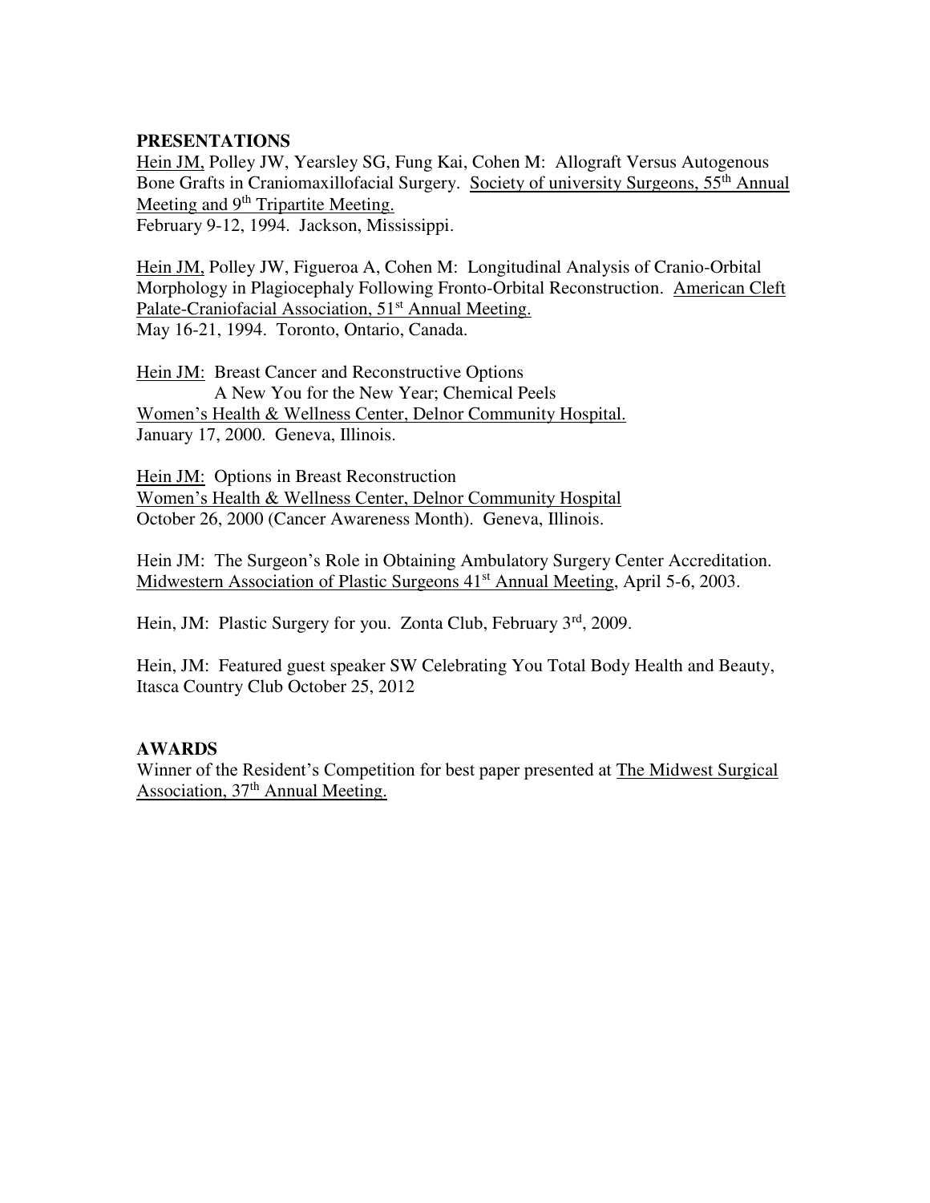**PRESENTATIONS**

Hein JM, Polley JW, Yearsley SG, Fung Kai, Cohen M: Allograft Versus Autogenous Bone Grafts in Craniomaxillofacial Surgery. Society of university Surgeons, 55th Annual Meeting and 9th Tripartite Meeting.
February 9-12, 1994. Jackson, Mississippi.

Hein JM, Polley JW, Figueroa A, Cohen M: Longitudinal Analysis of Cranio-Orbital Morphology in Plagiocephaly Following Fronto-Orbital Reconstruction. American Cleft Palate-Craniofacial Association, 51st Annual Meeting.
May 16-21, 1994. Toronto, Ontario, Canada.

Hein JM: Breast Cancer and Reconstructive Options
A New You for the New Year; Chemical Peels
Women's Health & Wellness Center, Delnor Community Hospital.
January 17, 2000. Geneva, Illinois.

Hein JM: Options in Breast Reconstruction
Women's Health & Wellness Center, Delnor Community Hospital
October 26, 2000 (Cancer Awareness Month). Geneva, Illinois.

Hein JM: The Surgeon's Role in Obtaining Ambulatory Surgery Center Accreditation. Midwestern Association of Plastic Surgeons 41st Annual Meeting, April 5-6, 2003.

Hein, JM: Plastic Surgery for you. Zonta Club, February 3rd, 2009.

Hein, JM: Featured guest speaker SW Celebrating You Total Body Health and Beauty, Itasca Country Club October 25, 2012

**AWARDS**

Winner of the Resident's Competition for best paper presented at The Midwest Surgical Association, 37th Annual Meeting.